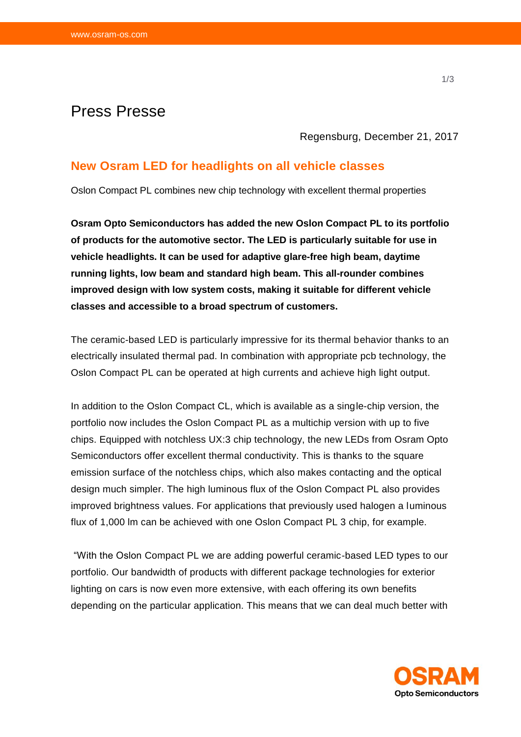Press Presse

Regensburg, December 21, 2017

## New Osram LED for headlights on all vehicle classes

Oslon Compact PL combines new chip technology with excellent thermal properties

**Osram Opto Semiconductors has added the new Oslon Compact PL to its portfolio of products for the automotive sector. The LED is particularly suitable for use in vehicle headlights. It can be used for adaptive glare-free high beam, daytime running lights, low beam and standard high beam. This all-rounder combines improved design with low system costs, making it suitable for different vehicle classes and accessible to a broad spectrum of customers.**

The ceramic-based LED is particularly impressive for its thermal behavior thanks to an electrically insulated thermal pad. In combination with appropriate pcb technology, the Oslon Compact PL can be operated at high currents and achieve high light output.

In addition to the Oslon Compact CL, which is available as a single-chip version, the portfolio now includes the Oslon Compact PL as a multichip version with up to five chips. Equipped with notchless UX:3 chip technology, the new LEDs from Osram Opto Semiconductors offer excellent thermal conductivity. This is thanks to the square emission surface of the notchless chips, which also makes contacting and the optical design much simpler. The high luminous flux of the Oslon Compact PL also provides improved brightness values. For applications that previously used halogen a luminous flux of 1,000 lm can be achieved with one Oslon Compact PL 3 chip, for example.

"With the Oslon Compact PL we are adding powerful ceramic-based LED types to our portfolio. Our bandwidth of products with different package technologies for exterior lighting on cars is now even more extensive, with each offering its own benefits depending on the particular application. This means that we can deal much better with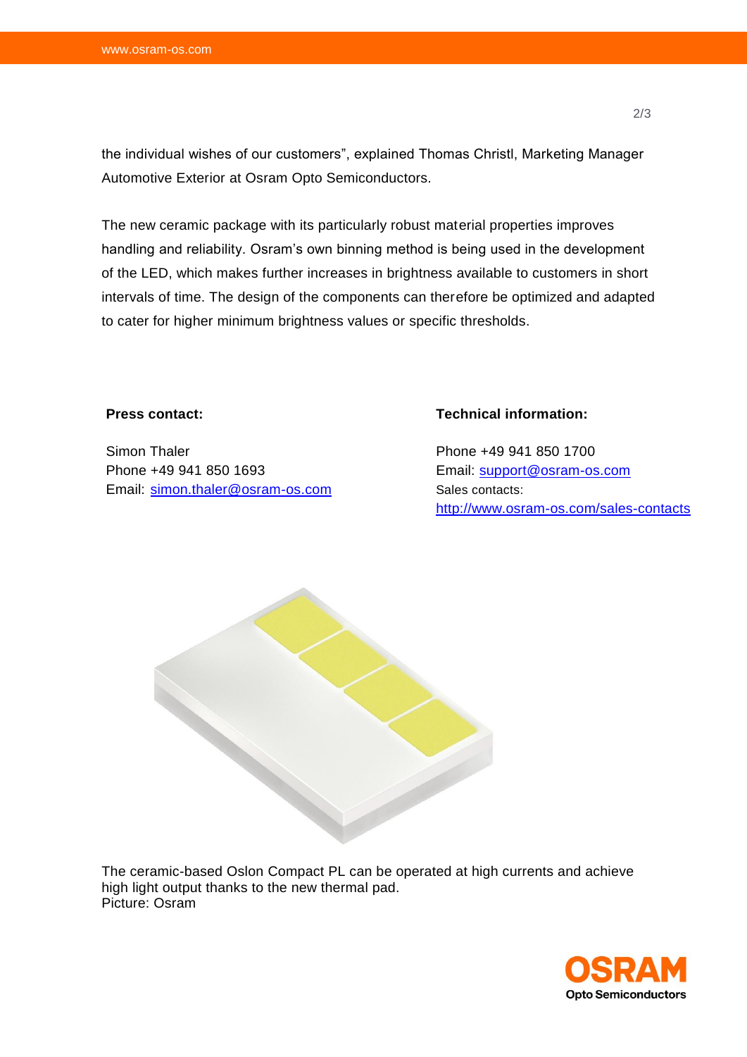the individual wishes of our customers”, explained Thomas Christl, Marketing Manager Automotive Exterior at Osram Opto Semiconductors.

The new ceramic package with its particularly robust material properties improves handling and reliability. Osram’s own binning method is being used in the development of the LED, which makes further increases in brightness available to customers in short intervals of time. The design of the components can therefore be optimized and adapted to cater for higher minimum brightness values or specific thresholds.

**Press contact:**

Simon Thaler
Phone +49 941 850 1693
Email: simon.thaler@osram-os.com

**Technical information:**

Phone +49 941 850 1700
Email: support@osram-os.com
Sales contacts:
http://www.osram-os.com/sales-contacts

The ceramic-based Oslon Compact PL can be operated at high currents and achieve high light output thanks to the new thermal pad.
Picture: Osram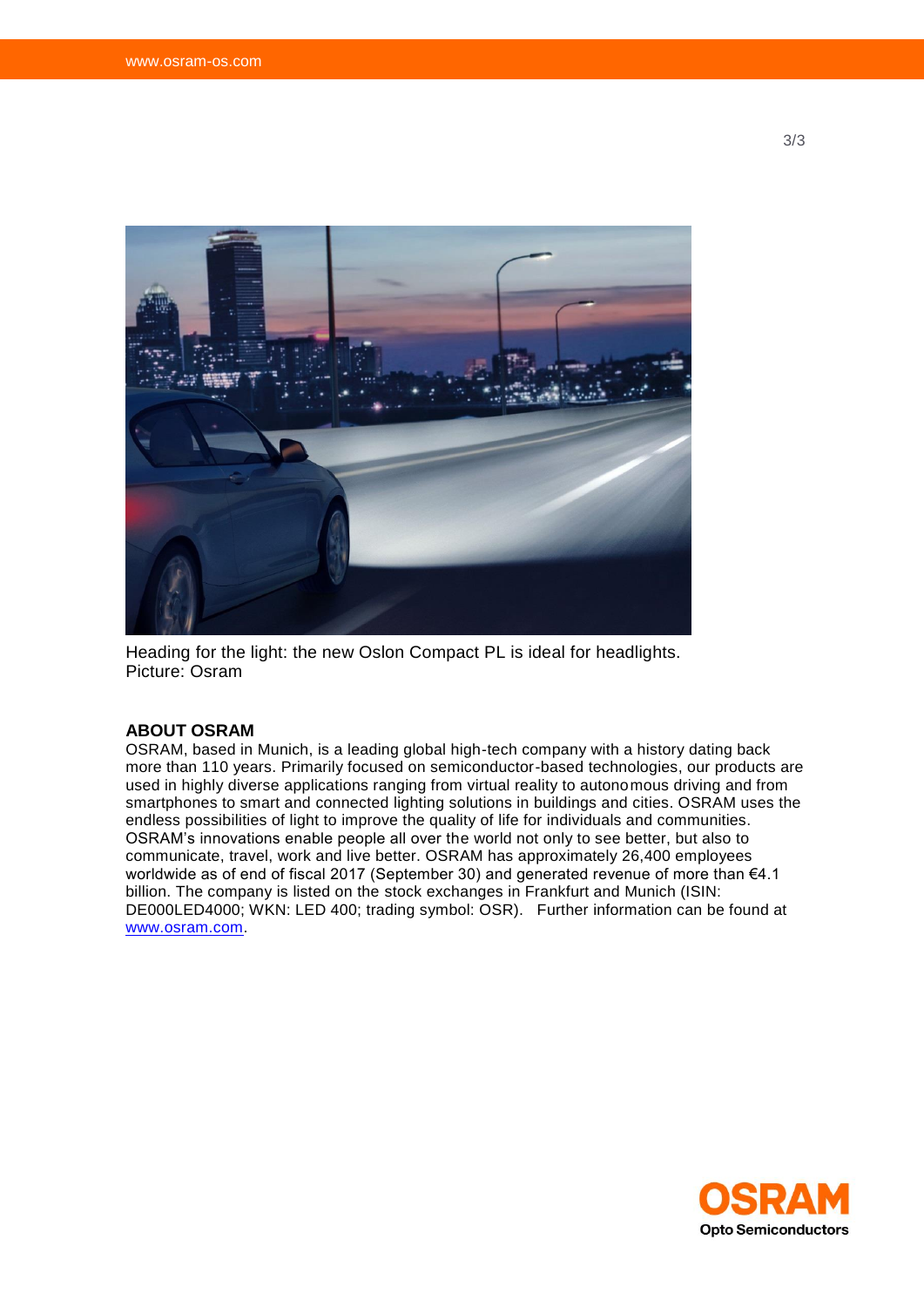Heading for the light: the new Oslon Compact PL is ideal for headlights.
Picture: Osram

**ABOUT OSRAM**

OSRAM, based in Munich, is a leading global high-tech company with a history dating back more than 110 years. Primarily focused on semiconductor-based technologies, our products are used in highly diverse applications ranging from virtual reality to autonomous driving and from smartphones to smart and connected lighting solutions in buildings and cities. OSRAM uses the endless possibilities of light to improve the quality of life for individuals and communities. OSRAM's innovations enable people all over the world not only to see better, but also to communicate, travel, work and live better. OSRAM has approximately 26,400 employees worldwide as of end of fiscal 2017 (September 30) and generated revenue of more than €4.1 billion. The company is listed on the stock exchanges in Frankfurt and Munich (ISIN: DE000LED4000; WKN: LED 400; trading symbol: OSR). Further information can be found at [www.osram.com](http://www.osram.com).

OSRAM
Opto Semiconductors